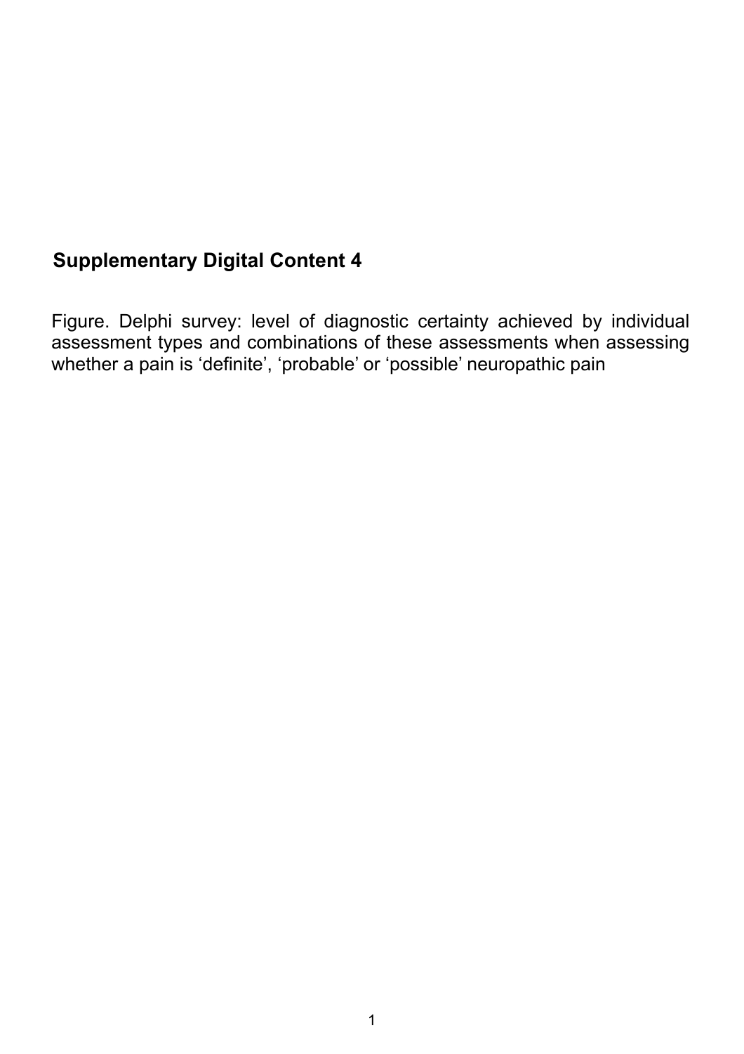# Supplementary Digital Content 4

Figure. Delphi survey: level of diagnostic certainty achieved by individual assessment types and combinations of these assessments when assessing whether a pain is ‘definite’, ‘probable’ or ‘possible’ neuropathic pain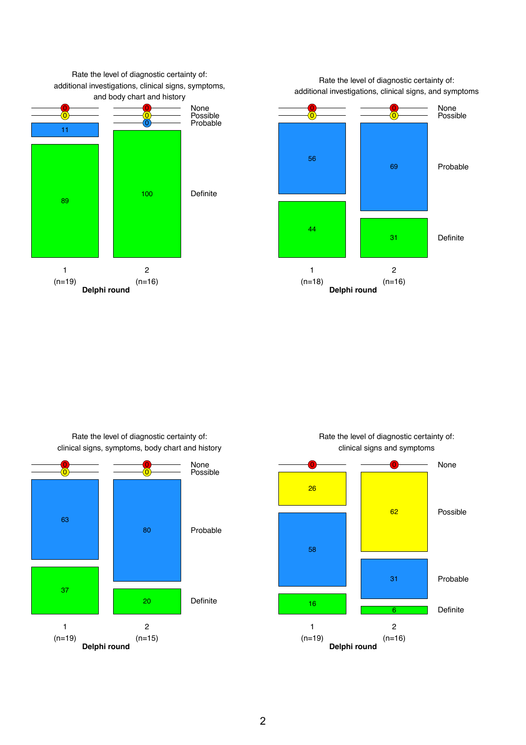Rate the level of diagnostic certainty of: additional investigations, clinical signs, symptoms, and body chart and history

| Level | Delphi round 1 (n=19) | Delphi round 2 (n=16) |
| --- | --- | --- |
| None | 0 | 0 |
| Possible | 0 | 0 |
| Probable | 11 | 0 |
| Definite | 89 | 100 |

Rate the level of diagnostic certainty of: additional investigations, clinical signs, and symptoms

| Level | Delphi round 1 (n=18) | Delphi round 2 (n=16) |
| --- | --- | --- |
| None | 0 | 0 |
| Possible | 0 | 0 |
| Probable | 56 | 69 |
| Definite | 44 | 31 |

Rate the level of diagnostic certainty of: clinical signs, symptoms, body chart and history

| Level | Delphi round 1 (n=19) | Delphi round 2 (n=15) |
| --- | --- | --- |
| None | 0 | 0 |
| Possible | 0 | 0 |
| Probable | 63 | 80 |
| Definite | 37 | 20 |

Rate the level of diagnostic certainty of: clinical signs and symptoms

| Level | Delphi round 1 (n=19) | Delphi round 2 (n=16) |
| --- | --- | --- |
| None | 0 | 0 |
| Possible | 26 | 62 |
| Probable | 58 | 31 |
| Definite | 16 | 6 |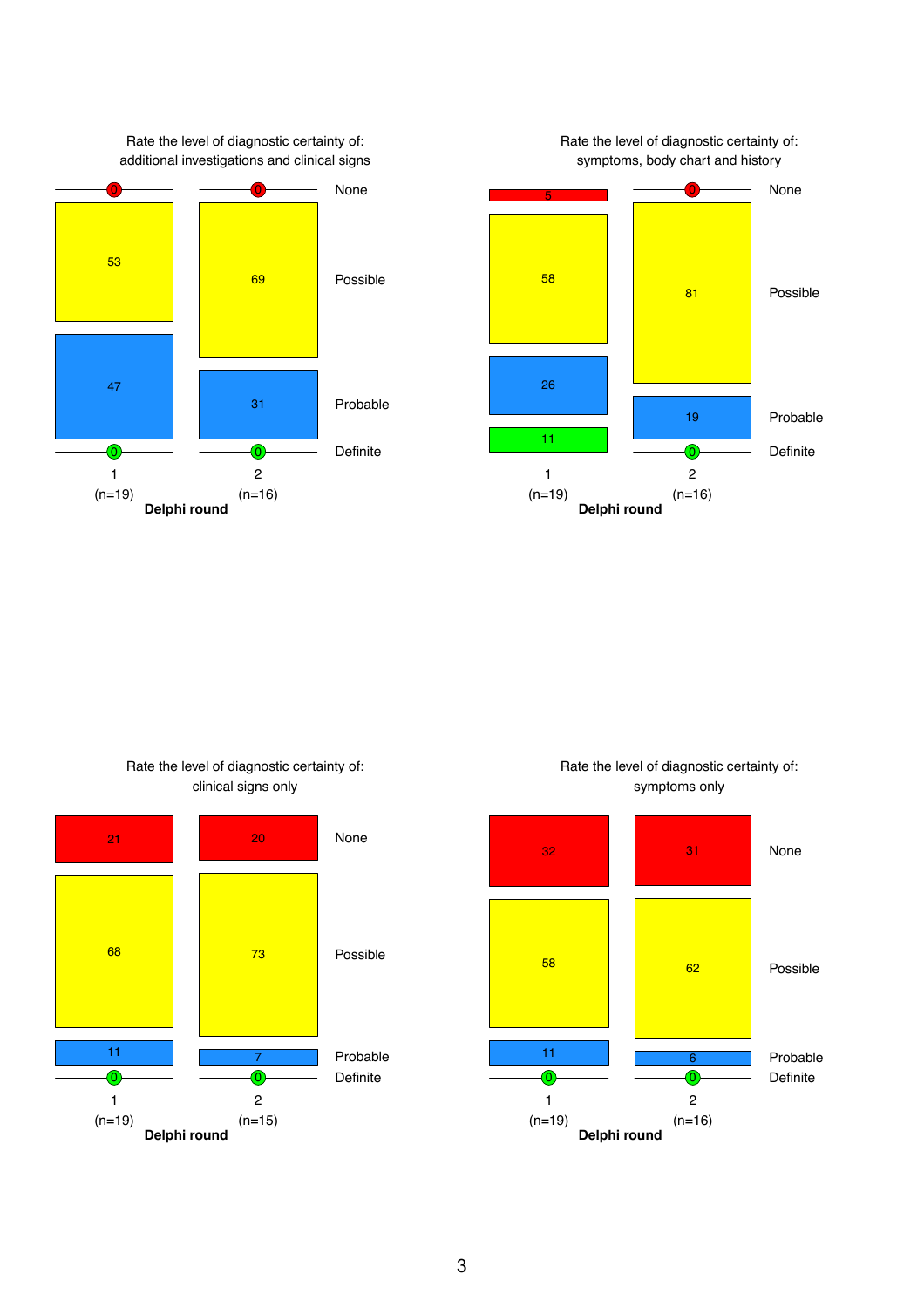Rate the level of diagnostic certainty of: additional investigations and clinical signs

| Delphi round | None | Possible | Probable | Definite |
| --- | --- | --- | --- | --- |
| 1 (n=19) | 0 | 53 | 47 | 0 |
| 2 (n=16) | 0 | 69 | 31 | 0 |

Rate the level of diagnostic certainty of: symptoms, body chart and history

| Delphi round | None | Possible | Probable | Definite |
| --- | --- | --- | --- | --- |
| 1 (n=19) | 5 | 58 | 26 | 11 |
| 2 (n=16) | 0 | 81 | 19 | 0 |

Rate the level of diagnostic certainty of: clinical signs only

| Delphi round | None | Possible | Probable | Definite |
| --- | --- | --- | --- | --- |
| 1 (n=19) | 21 | 68 | 11 | 0 |
| 2 (n=15) | 20 | 73 | 7 | 0 |

Rate the level of diagnostic certainty of: symptoms only

| Delphi round | None | Possible | Probable | Definite |
| --- | --- | --- | --- | --- |
| 1 (n=19) | 32 | 58 | 11 | 0 |
| 2 (n=16) | 31 | 62 | 6 | 0 |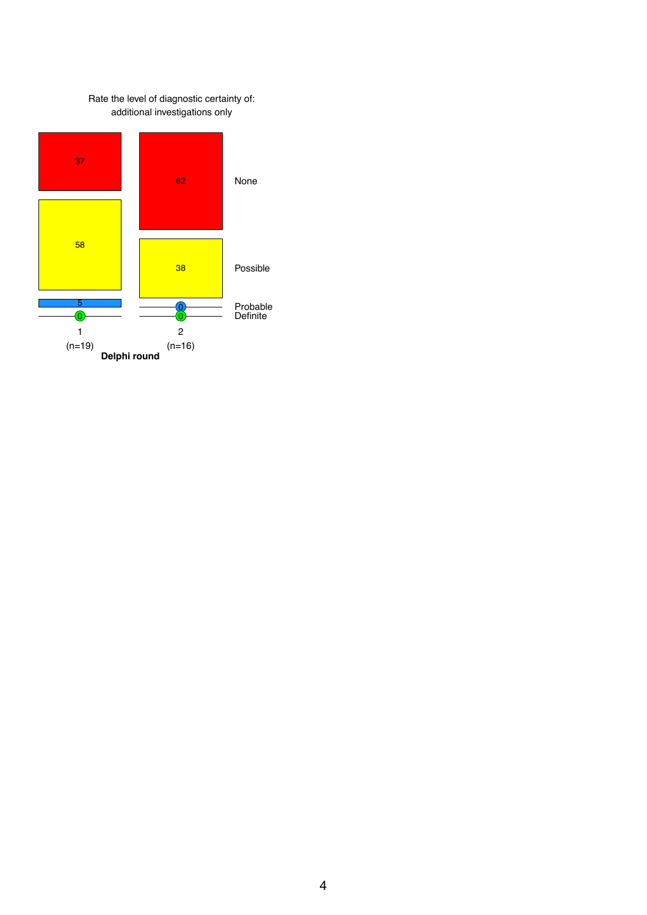Rate the level of diagnostic certainty of:
additional investigations only

37

58

5

0

62

38

0

0

None

Possible

Probable

Definite

1

(n=19)

2

(n=16)

**Delphi round**